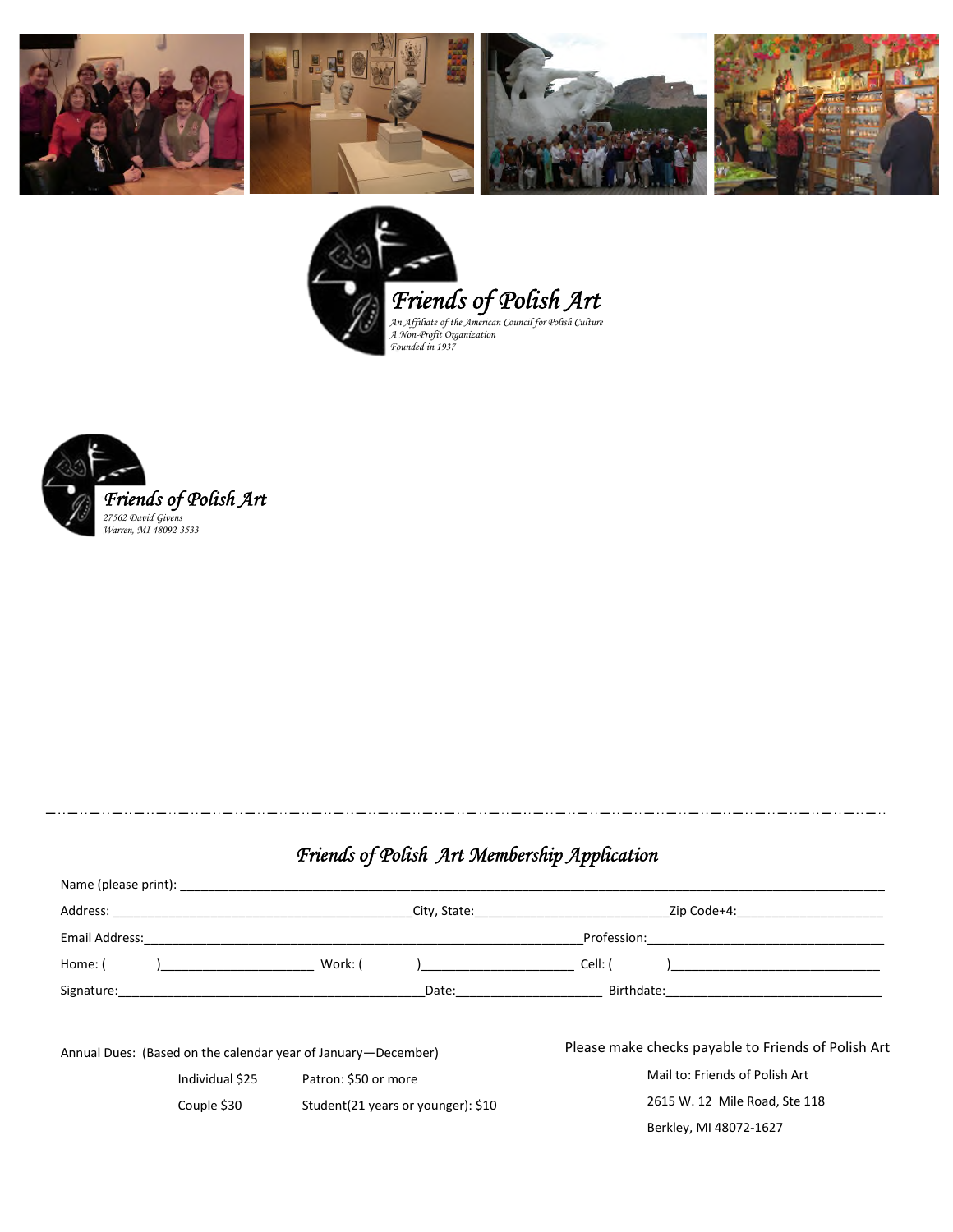Friends of Polish Art

*An Affiliate of the American Council for Polish Culture*
*A Non-Profit Organization*
*Founded in 1937*

Friends of Polish Art

*27562 David Givens*
*Warren, MI 48092-3533*

---

## *Friends of Polish Art Membership Application*

Name (please print): ______________________________________________

Address: ______________________ City, State: ______________________ Zip Code+4: ______________________

Email Address: ______________________________________________ Profession: ______________________

Home: ( ) ______________________ Work: ( ) ______________________ Cell: ( ) ______________________

Signature: ______________________ Date: ______________________ Birthdate: ______________________

Annual Dues: (Based on the calendar year of January—December)

Individual $25 Patron: $50 or more

Couple $30 Student(21 years or younger): $10

Please make checks payable to Friends of Polish Art

Mail to: Friends of Polish Art
2615 W. 12 Mile Road, Ste 118
Berkley, MI 48072-1627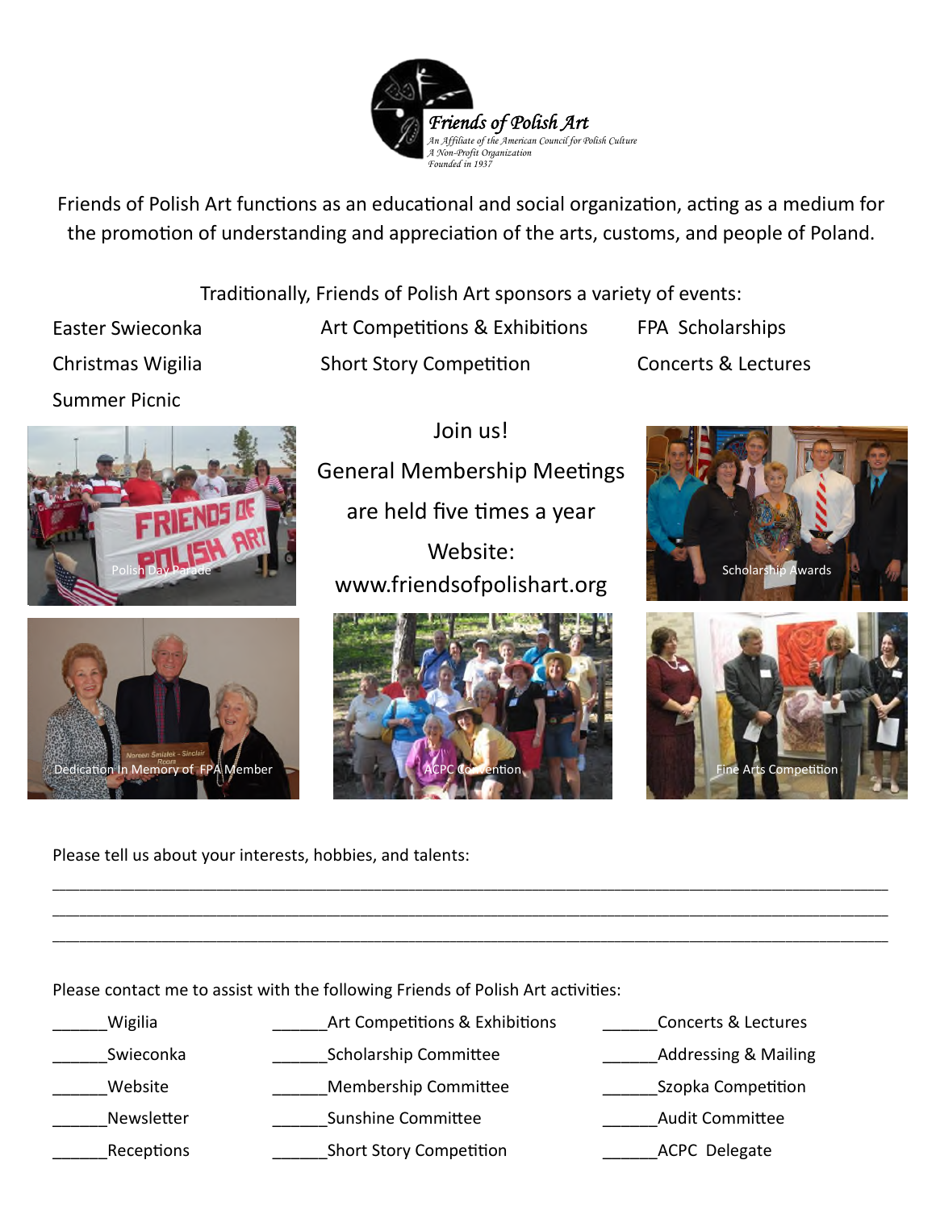**Friends of Polish Art**

*An Affiliate of the American Council for Polish Culture*
*A Non-Profit Organization*
*Founded in 1937*

Friends of Polish Art functions as an educational and social organization, acting as a medium for the promotion of understanding and appreciation of the arts, customs, and people of Poland.

Traditionally, Friends of Polish Art sponsors a variety of events:

- Easter Swieconka
- Christmas Wigilia
- Summer Picnic
- Art Competitions & Exhibitions
- Short Story Competition
- FPA Scholarships
- Concerts & Lectures

Polish Day Parade

Join us!

General Membership Meetings are held five times a year

Website: www.friendsofpolishart.org

Scholarship Awards

Dedication In Memory of FPA Member

ACPC Convention

Fine Arts Competition

Please tell us about your interests, hobbies, and talents:

___________________________________________________________________________

___________________________________________________________________________

___________________________________________________________________________

Please contact me to assist with the following Friends of Polish Art activities:

______Wigilia

______Swieconka

______Website

______Newsletter

______Receptions

______Art Competitions & Exhibitions

______Scholarship Committee

______Membership Committee

______Sunshine Committee

______Short Story Competition

______Concerts & Lectures

______Addressing & Mailing

______Szopka Competition

______Audit Committee

______ACPC Delegate